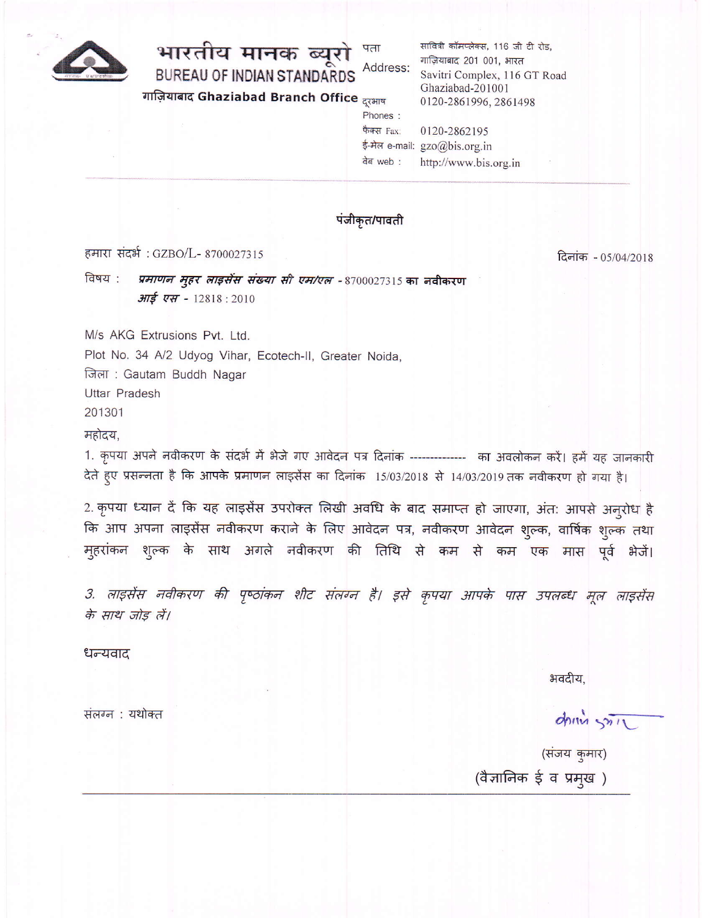# भारतीय मानक ब्यूरो
## BUREAU OF INDIAN STANDARDS
**गाज़ियाबाद Ghaziabad Branch Office**

पता Address: सावित्री कॉम्प्लेक्स, 116 जी टी रोड, गाज़ियाबाद 201 001, भारत
Savitri Complex, 116 GT Road Ghaziabad-201001
दूरभाष Phones : 0120-2861996, 2861498
फैक्स Fax: 0120-2862195
ई-मेल e-mail: gzo@bis.org.in
वेब web : http://www.bis.org.in

---

**पंजीकृत/पावती**

हमारा संदर्भ : GZBO/L- 8700027315

दिनांक - 05/04/2018

विषय : ***प्रमाणन मुहर लाइसेंस संख्या सी एम/एल* - 8700027315 का नवीकरण**
***आई एस* - 12818 : 2010**

M/s AKG Extrusions Pvt. Ltd.
Plot No. 34 A/2 Udyog Vihar, Ecotech-II, Greater Noida,
जिला : Gautam Buddh Nagar
Uttar Pradesh
201301

महोदय,

1. कृपया अपने नवीकरण के संदर्भ में भेजे गए आवेदन पत्र दिनांक -------------- का अवलोकन करें। हमें यह जानकारी देते हुए प्रसन्नता है कि आपके प्रमाणन लाइसेंस का दिनांक 15/03/2018 से 14/03/2019 तक नवीकरण हो गया है।

2. कृपया ध्यान दें कि यह लाइसेंस उपरोक्त लिखी अवधि के बाद समाप्त हो जाएगा, अंत: आपसे अनुरोध है कि आप अपना लाइसेंस नवीकरण कराने के लिए आवेदन पत्र, नवीकरण आवेदन शुल्क, वार्षिक शुल्क तथा मुहरांकन शुल्क के साथ अगले नवीकरण की तिथि से कम से कम एक मास पूर्व भेजें।

*3. लाइसेंस नवीकरण की पृष्ठांकन शीट संलग्न है। इसे कृपया आपके पास उपलब्ध मूल लाइसेंस के साथ जोड़ लें।*

धन्यवाद

भवदीय,

(संजय कुमार)
(वैज्ञानिक ई व प्रमुख )

संलग्न : यथोक्त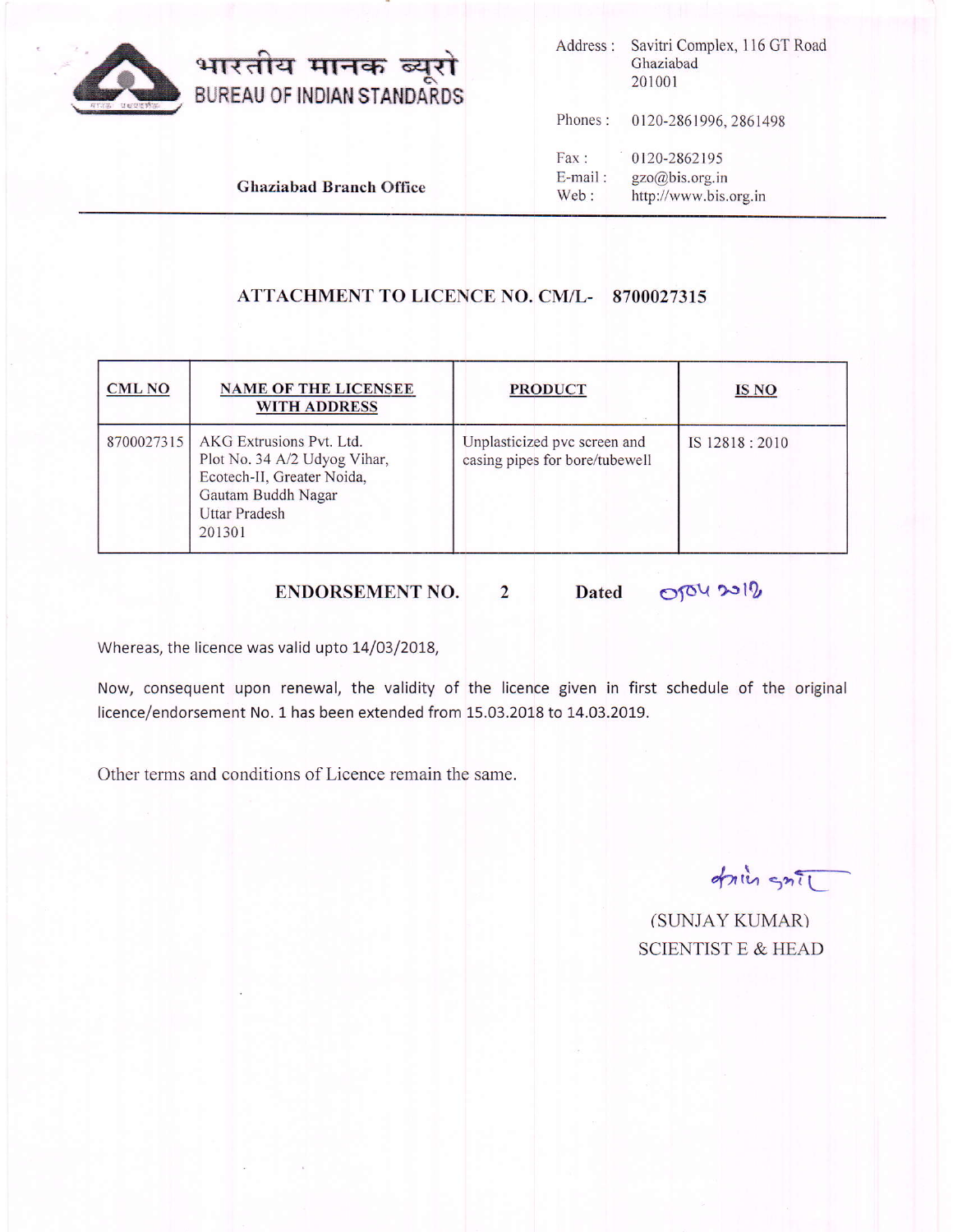भारतीय मानक ब्यूरो
BUREAU OF INDIAN STANDARDS

**Ghaziabad Branch Office**

Address : Savitri Complex, 116 GT Road
Ghaziabad
201001

Phones : 0120-2861996, 2861498

Fax : 0120-2862195
E-mail : gzo@bis.org.in
Web : http://www.bis.org.in

## ATTACHMENT TO LICENCE NO. CM/L- 8700027315

| CML NO | NAME OF THE LICENSEE WITH ADDRESS | PRODUCT | IS NO |
|---|---|---|---|
| 8700027315 | AKG Extrusions Pvt. Ltd. Plot No. 34 A/2 Udyog Vihar, Ecotech-II, Greater Noida, Gautam Buddh Nagar Uttar Pradesh 201301 | Unplasticized pvc screen and casing pipes for bore/tubewell | IS 12818 : 2010 |

**ENDORSEMENT NO. 2 Dated** 05/04/2018

Whereas, the licence was valid upto 14/03/2018,

Now, consequent upon renewal, the validity of the licence given in first schedule of the original licence/endorsement No. 1 has been extended from 15.03.2018 to 14.03.2019.

Other terms and conditions of Licence remain the same.

(SUNJAY KUMAR)
SCIENTIST E & HEAD